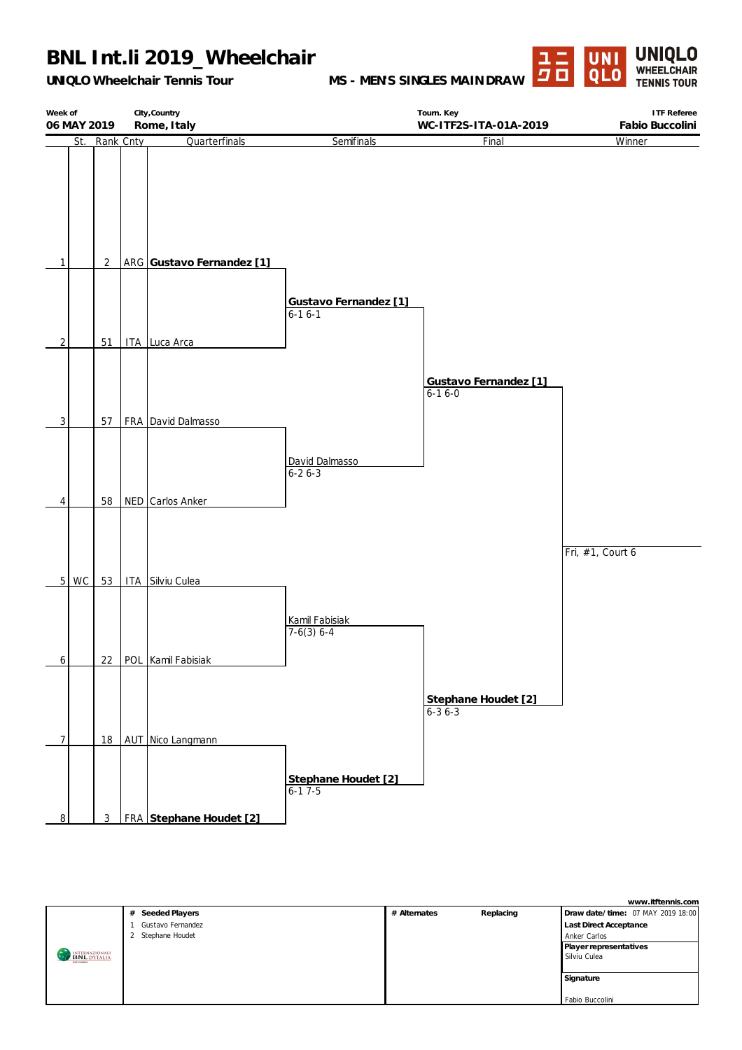# BNL Int.li 2019_Wheelchair

**UNIQLO Wheelchair Tennis Tour**

**MS - MEN'S SINGLES MAIN DRAW**

UNIQLO WHEELCHAIR TENNIS TOUR

| Week of | City,Country | Tourn. Key | ITF Referee |
|---|---|---|---|
| **06 MAY 2019** | **Rome, Italy** | **WC-ITF2S-ITA-01A-2019** | **Fabio Buccolini** |

| # | St. | Rank | Cnty | Quarterfinals | Semifinals | Final | Winner |
|---|---|---|---|---|---|---|---|
| 1 | | 2 | ARG | **Gustavo Fernandez [1]** | | | |
| | | | | | **Gustavo Fernandez [1]** 6-1 6-1 | | |
| 2 | | 51 | ITA | Luca Arca | | | |
| | | | | | | **Gustavo Fernandez [1]** 6-1 6-0 | |
| 3 | | 57 | FRA | David Dalmasso | | | |
| | | | | | David Dalmasso 6-2 6-3 | | |
| 4 | | 58 | NED | Carlos Anker | | | |
| | | | | | | | Fri, #1, Court 6 |
| 5 | WC | 53 | ITA | Silviu Culea | | | |
| | | | | | Kamil Fabisiak 7-6(3) 6-4 | | |
| 6 | | 22 | POL | Kamil Fabisiak | | | |
| | | | | | | **Stephane Houdet [2]** 6-3 6-3 | |
| 7 | | 18 | AUT | Nico Langmann | | | |
| | | | | | **Stephane Houdet [2]** 6-1 7-5 | | |
| 8 | | 3 | FRA | **Stephane Houdet [2]** | | | |

www.itftennis.com

| # | Seeded Players | # Alternates | Replacing | |
|---|---|---|---|---|
| 1 | Gustavo Fernandez | | | **Draw date/time:** 07 MAY 2019 18:00 |
| 2 | Stephane Houdet | | | **Last Direct Acceptance** Anker Carlos |
| | | | | **Player representatives** Silviu Culea |
| | | | | **Signature** Fabio Buccolini |

INTERNAZIONALI BNL D'ITALIA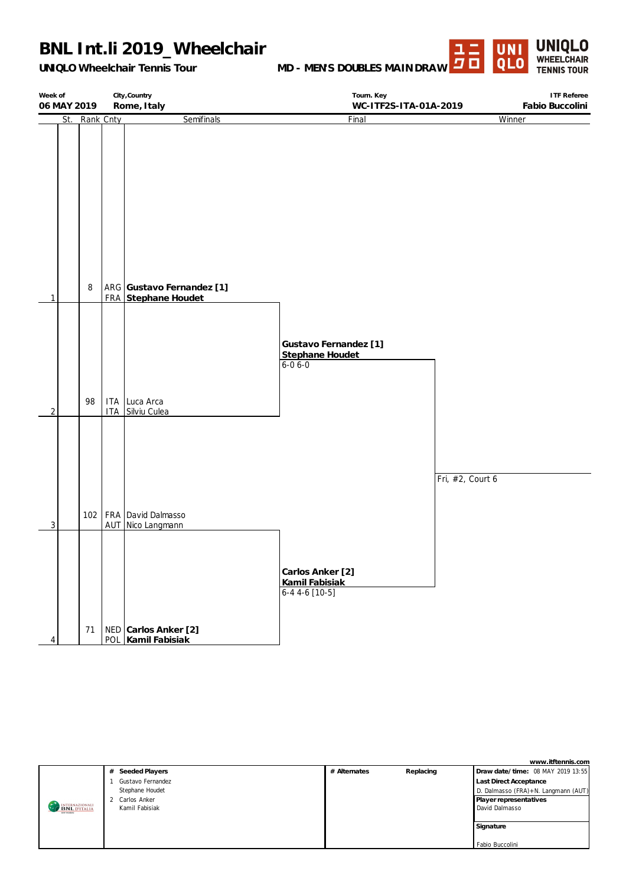# BNL Int.li 2019_Wheelchair

**UNIQLO Wheelchair Tennis Tour**

**MD - MEN'S DOUBLES MAIN DRAW**

UNIQLO WHEELCHAIR TENNIS TOUR

| Week of | City,Country | Tourn. Key | ITF Referee |
|---|---|---|---|
| **06 MAY 2019** | **Rome, Italy** | **WC-ITF2S-ITA-01A-2019** | **Fabio Buccolini** |

| | St. | Rank | Cnty | Semifinals | Final | Winner |
|---|---|---|---|---|---|---|
| 1 | | 8 | ARG / FRA | **Gustavo Fernandez [1]** / **Stephane Houdet** | | |
| | | | | | **Gustavo Fernandez [1]** / **Stephane Houdet** 6-0 6-0 | |
| 2 | | 98 | ITA / ITA | Luca Arca / Silviu Culea | | |
| | | | | | | Fri, #2, Court 6 |
| 3 | | 102 | FRA / AUT | David Dalmasso / Nico Langmann | | |
| | | | | | **Carlos Anker [2]** / **Kamil Fabisiak** 6-4 4-6 [10-5] | |
| 4 | | 71 | NED / POL | **Carlos Anker [2]** / **Kamil Fabisiak** | | |

www.itftennis.com

| # Seeded Players | # Alternates | Replacing | |
|---|---|---|---|
| 1 Gustavo Fernandez / Stephane Houdet | | | **Draw date/time:** 08 MAY 2019 13:55 |
| 2 Carlos Anker / Kamil Fabisiak | | | **Last Direct Acceptance** D. Dalmasso (FRA)+N. Langmann (AUT) |
| | | | **Player representatives** David Dalmasso |
| | | | **Signature** Fabio Buccolini |